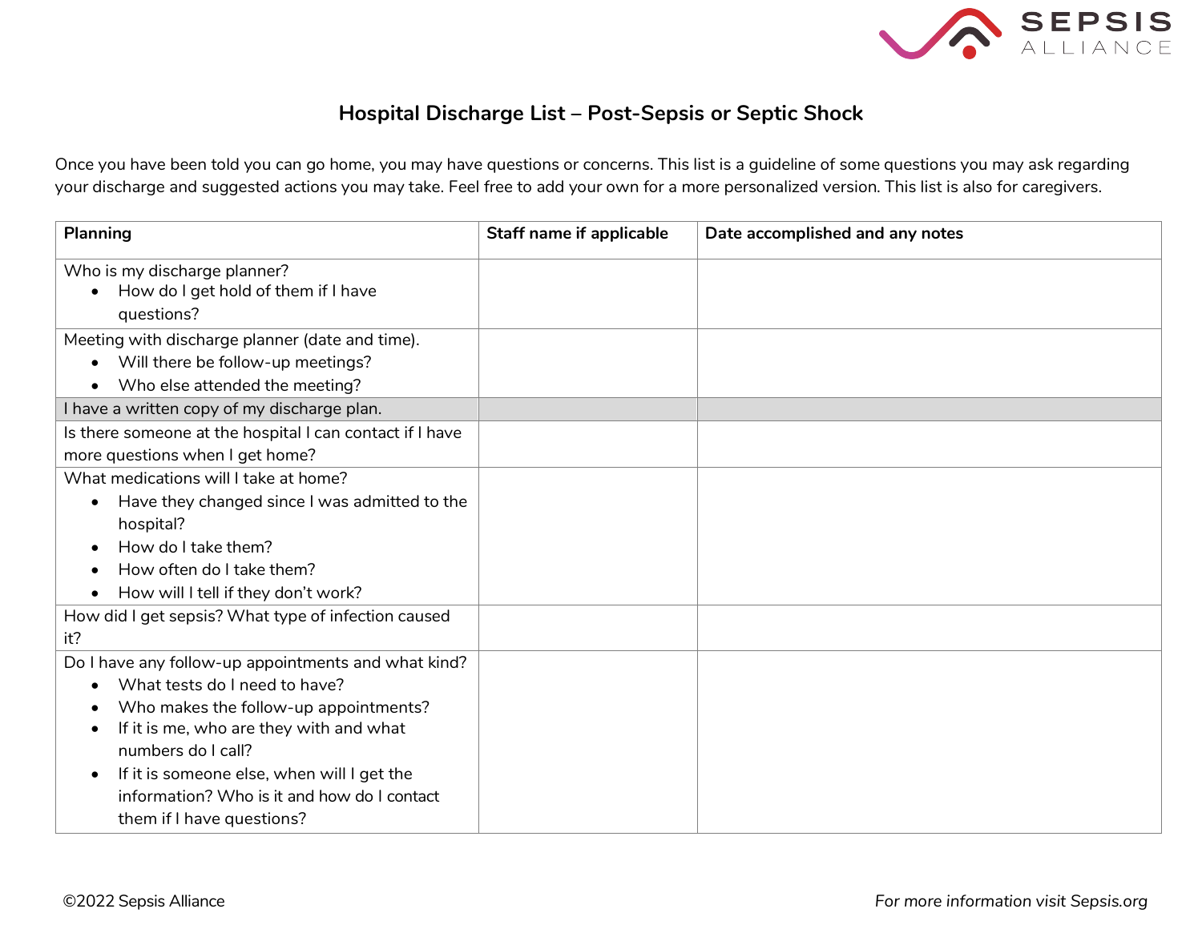# Hospital Discharge List – Post-Sepsis or Septic Shock

Once you have been told you can go home, you may have questions or concerns. This list is a guideline of some questions you may ask regarding your discharge and suggested actions you may take. Feel free to add your own for a more personalized version. This list is also for caregivers.

| Planning | Staff name if applicable | Date accomplished and any notes |
|---|---|---|
| Who is my discharge planner?<br>• How do I get hold of them if I have questions? | | |
| Meeting with discharge planner (date and time).<br>• Will there be follow-up meetings?<br>• Who else attended the meeting? | | |
| I have a written copy of my discharge plan. | | |
| Is there someone at the hospital I can contact if I have more questions when I get home? | | |
| What medications will I take at home?<br>• Have they changed since I was admitted to the hospital?<br>• How do I take them?<br>• How often do I take them?<br>• How will I tell if they don't work? | | |
| How did I get sepsis? What type of infection caused it? | | |
| Do I have any follow-up appointments and what kind?<br>• What tests do I need to have?<br>• Who makes the follow-up appointments?<br>• If it is me, who are they with and what numbers do I call?<br>• If it is someone else, when will I get the information? Who is it and how do I contact them if I have questions? | | |

©2022 Sepsis Alliance

*For more information visit Sepsis.org*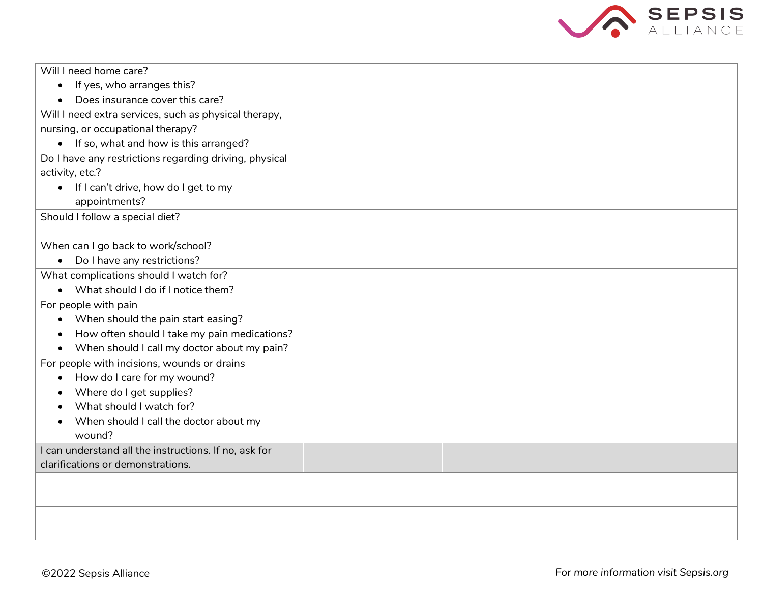| | | |
|---|---|---|
| Will I need home care?<br>• If yes, who arranges this?<br>• Does insurance cover this care? | | |
| Will I need extra services, such as physical therapy, nursing, or occupational therapy?<br>• If so, what and how is this arranged? | | |
| Do I have any restrictions regarding driving, physical activity, etc.?<br>• If I can't drive, how do I get to my appointments? | | |
| Should I follow a special diet? | | |
| When can I go back to work/school?<br>• Do I have any restrictions? | | |
| What complications should I watch for?<br>• What should I do if I notice them? | | |
| For people with pain<br>• When should the pain start easing?<br>• How often should I take my pain medications?<br>• When should I call my doctor about my pain? | | |
| For people with incisions, wounds or drains<br>• How do I care for my wound?<br>• Where do I get supplies?<br>• What should I watch for?<br>• When should I call the doctor about my wound? | | |
| I can understand all the instructions. If no, ask for clarifications or demonstrations. | | |
| | | |
| | | |

©2022 Sepsis Alliance

*For more information visit Sepsis.org*